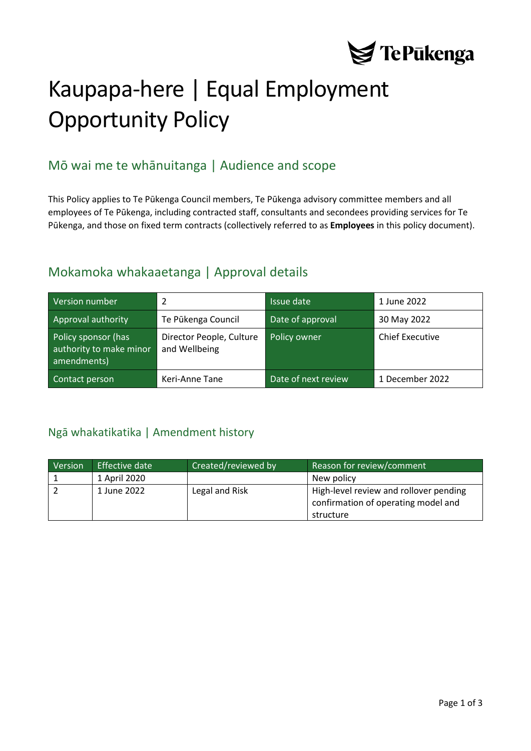# Kaupapa-here | Equal Employment Opportunity Policy

## Mō wai me te whānuitanga | Audience and scope

This Policy applies to Te Pūkenga Council members, Te Pūkenga advisory committee members and all employees of Te Pūkenga, including contracted staff, consultants and secondees providing services for Te Pūkenga, and those on fixed term contracts (collectively referred to as **Employees** in this policy document).

## Mokamoka whakaaetanga | Approval details

| Version number | 2 | Issue date | 1 June 2022 |
|---|---|---|---|
| Approval authority | Te Pūkenga Council | Date of approval | 30 May 2022 |
| Policy sponsor (has authority to make minor amendments) | Director People, Culture and Wellbeing | Policy owner | Chief Executive |
| Contact person | Keri-Anne Tane | Date of next review | 1 December 2022 |

## Ngā whakatikatika | Amendment history

| Version | Effective date | Created/reviewed by | Reason for review/comment |
|---|---|---|---|
| 1 | 1 April 2020 | | New policy |
| 2 | 1 June 2022 | Legal and Risk | High-level review and rollover pending confirmation of operating model and structure |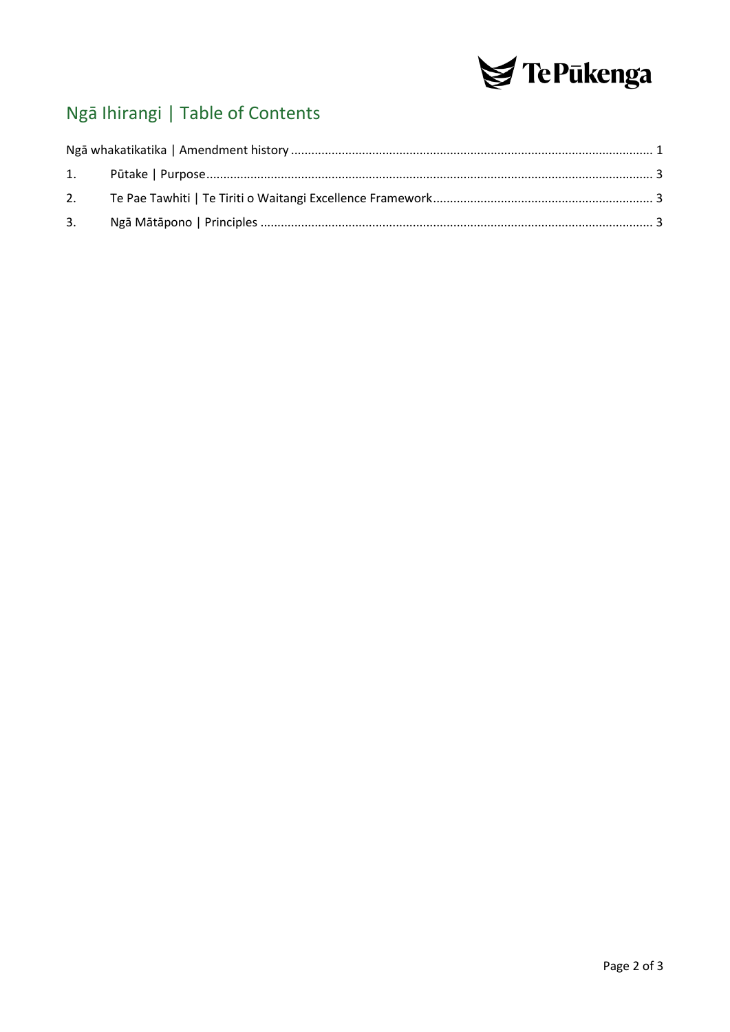## Ngā Ihirangi | Table of Contents

Ngā whakatikatika | Amendment history ........................................................................................................ 1

1. Pūtake | Purpose ................................................................................................................................ 3
2. Te Pae Tawhiti | Te Tiriti o Waitangi Excellence Framework ............................................................... 3
3. Ngā Mātāpono | Principles ................................................................................................................. 3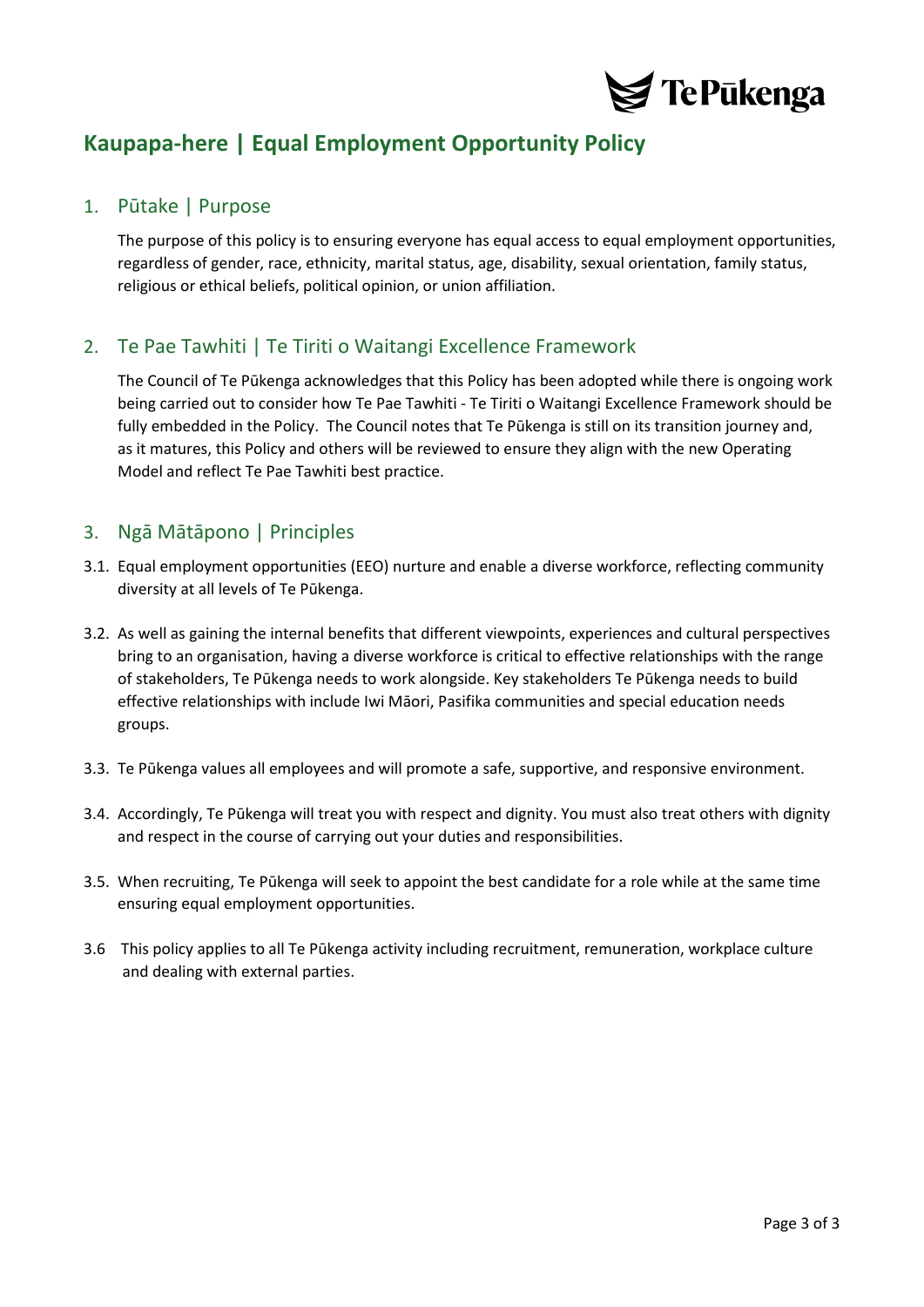# Kaupapa-here | Equal Employment Opportunity Policy

## 1. Pūtake | Purpose

The purpose of this policy is to ensuring everyone has equal access to equal employment opportunities, regardless of gender, race, ethnicity, marital status, age, disability, sexual orientation, family status, religious or ethical beliefs, political opinion, or union affiliation.

## 2. Te Pae Tawhiti | Te Tiriti o Waitangi Excellence Framework

The Council of Te Pūkenga acknowledges that this Policy has been adopted while there is ongoing work being carried out to consider how Te Pae Tawhiti - Te Tiriti o Waitangi Excellence Framework should be fully embedded in the Policy. The Council notes that Te Pūkenga is still on its transition journey and, as it matures, this Policy and others will be reviewed to ensure they align with the new Operating Model and reflect Te Pae Tawhiti best practice.

## 3. Ngā Mātāpono | Principles

3.1. Equal employment opportunities (EEO) nurture and enable a diverse workforce, reflecting community diversity at all levels of Te Pūkenga.

3.2. As well as gaining the internal benefits that different viewpoints, experiences and cultural perspectives bring to an organisation, having a diverse workforce is critical to effective relationships with the range of stakeholders, Te Pūkenga needs to work alongside. Key stakeholders Te Pūkenga needs to build effective relationships with include Iwi Māori, Pasifika communities and special education needs groups.

3.3. Te Pūkenga values all employees and will promote a safe, supportive, and responsive environment.

3.4. Accordingly, Te Pūkenga will treat you with respect and dignity. You must also treat others with dignity and respect in the course of carrying out your duties and responsibilities.

3.5. When recruiting, Te Pūkenga will seek to appoint the best candidate for a role while at the same time ensuring equal employment opportunities.

3.6 This policy applies to all Te Pūkenga activity including recruitment, remuneration, workplace culture and dealing with external parties.